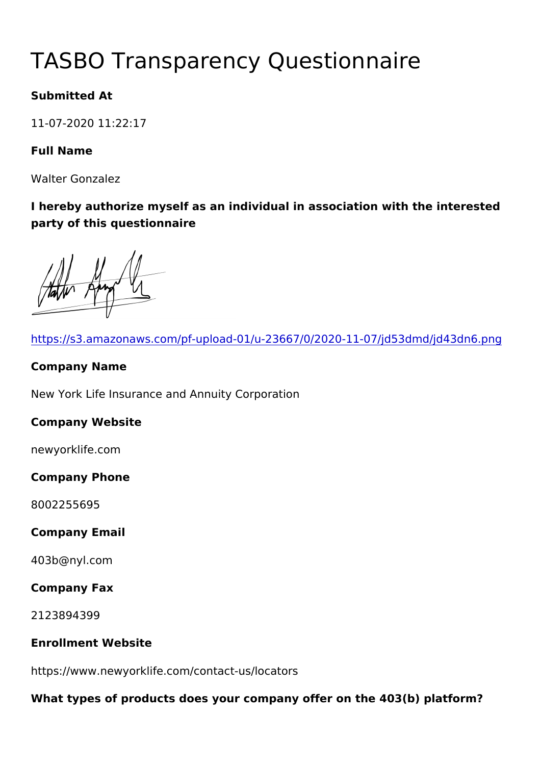# TASBO Transparency Questionnaire

**Submitted At**

11-07-2020 11:22:17

**Full Name**

Walter Gonzalez

**I hereby authorize myself as an individual in association with the interested party of this questionnaire**

https://s3.amazonaws.com/pf-upload-01/u-23667/0/2020-11-07/jd53dmd/jd43dn6.png

**Company Name**

New York Life Insurance and Annuity Corporation

**Company Website**

newyorklife.com

**Company Phone**

8002255695

**Company Email**

403b@nyl.com

**Company Fax**

2123894399

**Enrollment Website**

https://www.newyorklife.com/contact-us/locators

**What types of products does your company offer on the 403(b) platform?**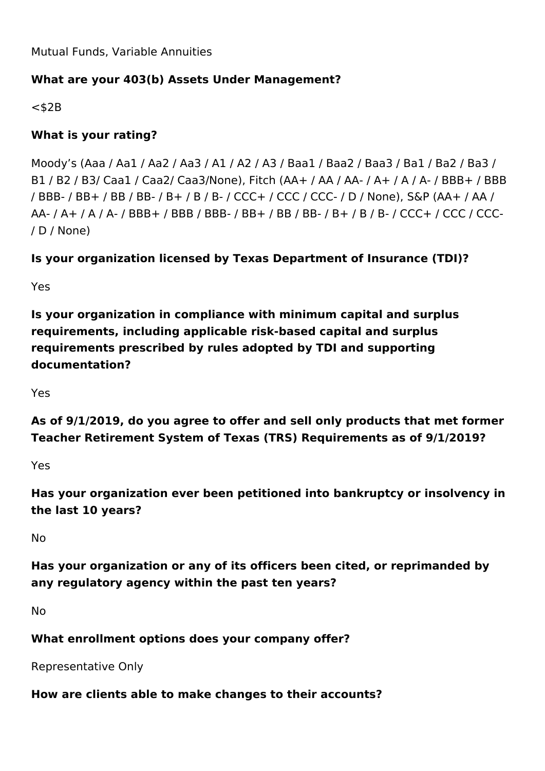Mutual Funds, Variable Annuities

**What are your 403(b) Assets Under Management?**

<$2B

**What is your rating?**

Moody’s (Aaa / Aa1 / Aa2 / Aa3 / A1 / A2 / A3 / Baa1 / Baa2 / Baa3 / Ba1 / Ba2 / Ba3 / B1 / B2 / B3/ Caa1 / Caa2/ Caa3/None), Fitch (AA+ / AA / AA- / A+ / A / A- / BBB+ / BBB / BBB- / BB+ / BB / BB- / B+ / B / B- / CCC+ / CCC / CCC- / D / None), S&P (AA+ / AA / AA- / A+ / A / A- / BBB+ / BBB / BBB- / BB+ / BB / BB- / B+ / B / B- / CCC+ / CCC / CCC- / D / None)

**Is your organization licensed by Texas Department of Insurance (TDI)?**

Yes

**Is your organization in compliance with minimum capital and surplus requirements, including applicable risk-based capital and surplus requirements prescribed by rules adopted by TDI and supporting documentation?**

Yes

**As of 9/1/2019, do you agree to offer and sell only products that met former Teacher Retirement System of Texas (TRS) Requirements as of 9/1/2019?**

Yes

**Has your organization ever been petitioned into bankruptcy or insolvency in the last 10 years?**

No

**Has your organization or any of its officers been cited, or reprimanded by any regulatory agency within the past ten years?**

No

**What enrollment options does your company offer?**

Representative Only

**How are clients able to make changes to their accounts?**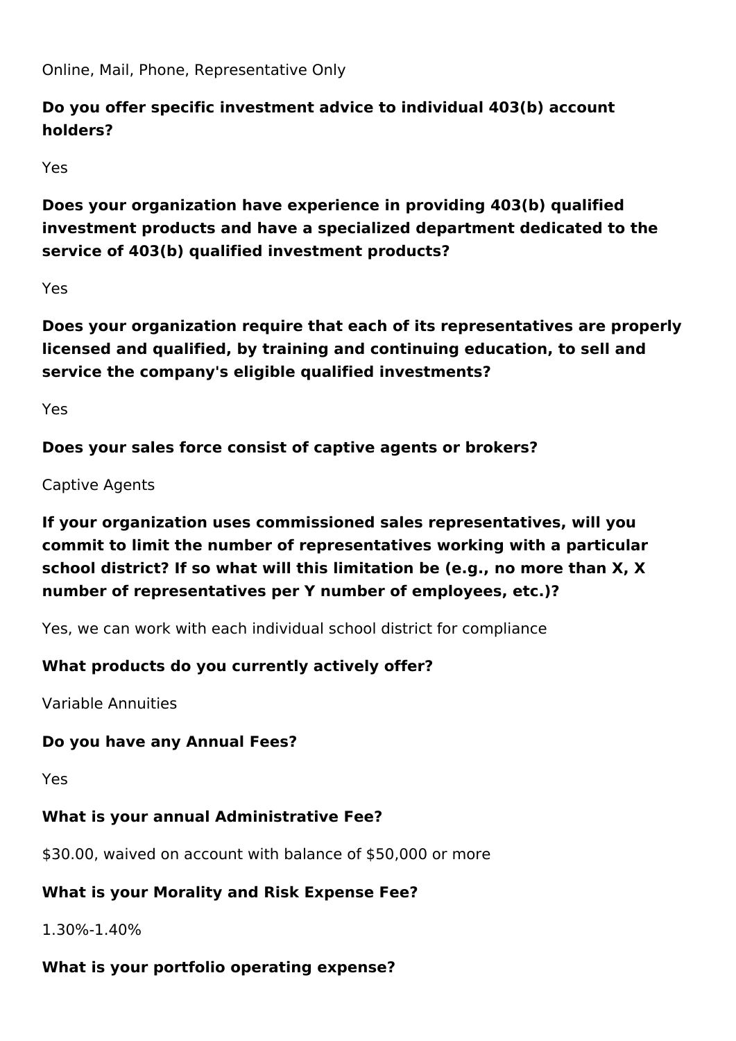Online, Mail, Phone, Representative Only

**Do you offer specific investment advice to individual 403(b) account holders?**

Yes

**Does your organization have experience in providing 403(b) qualified investment products and have a specialized department dedicated to the service of 403(b) qualified investment products?**

Yes

**Does your organization require that each of its representatives are properly licensed and qualified, by training and continuing education, to sell and service the company's eligible qualified investments?**

Yes

**Does your sales force consist of captive agents or brokers?**

Captive Agents

**If your organization uses commissioned sales representatives, will you commit to limit the number of representatives working with a particular school district? If so what will this limitation be (e.g., no more than X, X number of representatives per Y number of employees, etc.)?**

Yes, we can work with each individual school district for compliance

**What products do you currently actively offer?**

Variable Annuities

**Do you have any Annual Fees?**

Yes

**What is your annual Administrative Fee?**

$30.00, waived on account with balance of $50,000 or more

**What is your Morality and Risk Expense Fee?**

1.30%-1.40%

**What is your portfolio operating expense?**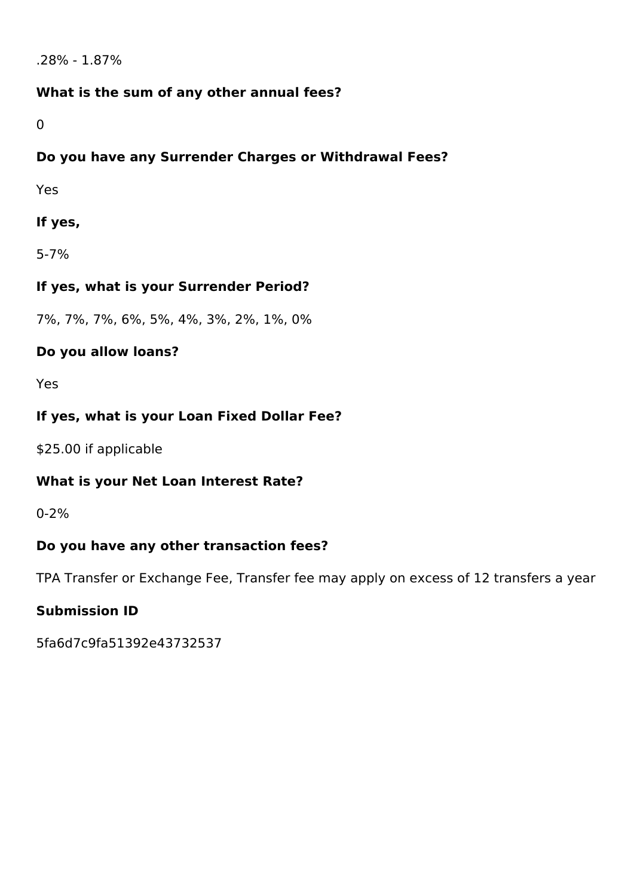.28% - 1.87%

**What is the sum of any other annual fees?**

0

**Do you have any Surrender Charges or Withdrawal Fees?**

Yes

**If yes,**

5-7%

**If yes, what is your Surrender Period?**

7%, 7%, 7%, 6%, 5%, 4%, 3%, 2%, 1%, 0%

**Do you allow loans?**

Yes

**If yes, what is your Loan Fixed Dollar Fee?**

$25.00 if applicable

**What is your Net Loan Interest Rate?**

0-2%

**Do you have any other transaction fees?**

TPA Transfer or Exchange Fee, Transfer fee may apply on excess of 12 transfers a year

**Submission ID**

5fa6d7c9fa51392e43732537